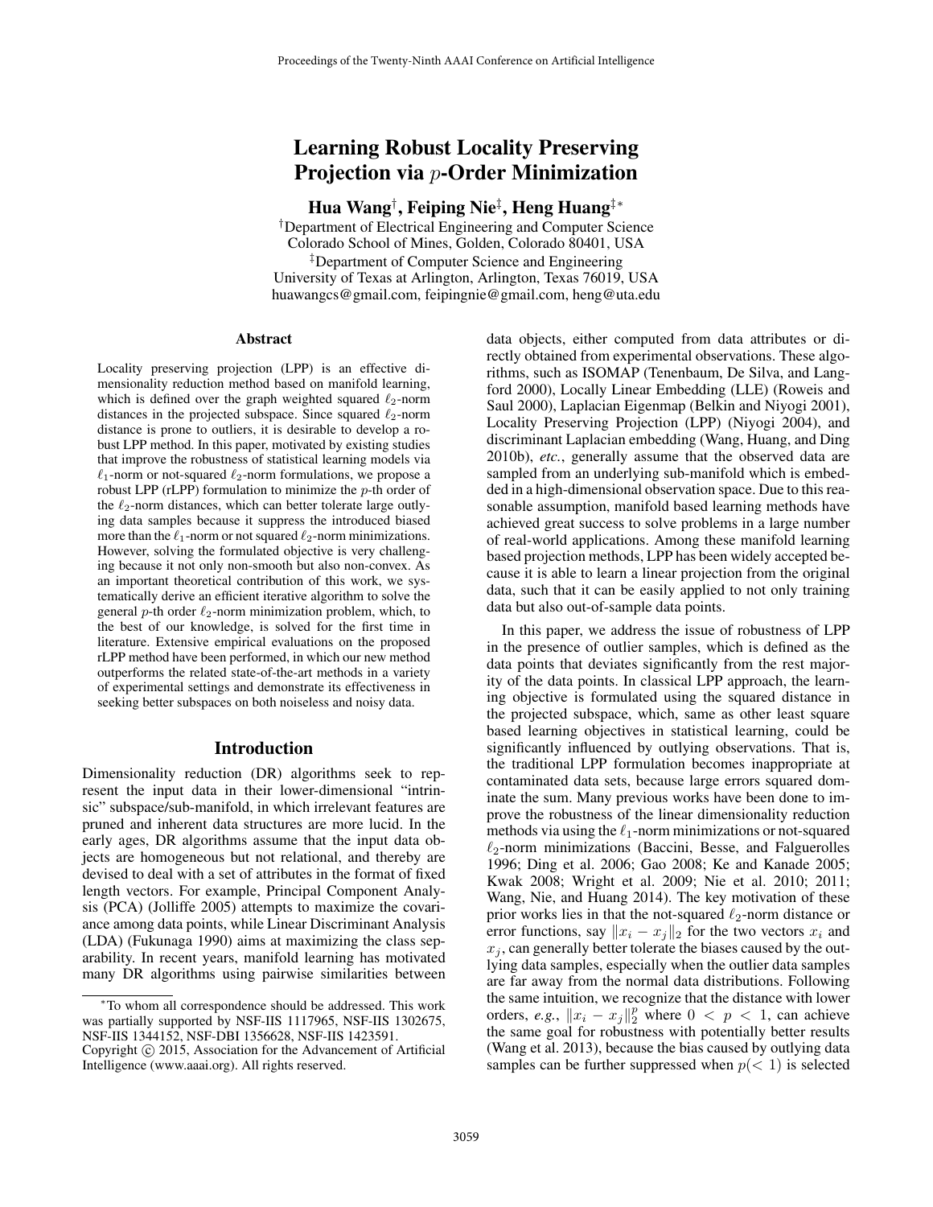# Learning Robust Locality Preserving Projection via $p$-Order Minimization

**Hua Wang**[†], **Feiping Nie**[‡], **Heng Huang**[‡*]

[†]Department of Electrical Engineering and Computer Science
Colorado School of Mines, Golden, Colorado 80401, USA
[‡]Department of Computer Science and Engineering
University of Texas at Arlington, Arlington, Texas 76019, USA
huawangcs@gmail.com, feipingnie@gmail.com, heng@uta.edu

## Abstract

Locality preserving projection (LPP) is an effective dimensionality reduction method based on manifold learning, which is defined over the graph weighted squared $\ell_2$-norm distances in the projected subspace. Since squared $\ell_2$-norm distance is prone to outliers, it is desirable to develop a robust LPP method. In this paper, motivated by existing studies that improve the robustness of statistical learning models via $\ell_1$-norm or not-squared $\ell_2$-norm formulations, we propose a robust LPP (rLPP) formulation to minimize the $p$-th order of the $\ell_2$-norm distances, which can better tolerate large outlying data samples because it suppress the introduced biased more than the $\ell_1$-norm or not squared $\ell_2$-norm minimizations. However, solving the formulated objective is very challenging because it not only non-smooth but also non-convex. As an important theoretical contribution of this work, we systematically derive an efficient iterative algorithm to solve the general $p$-th order $\ell_2$-norm minimization problem, which, to the best of our knowledge, is solved for the first time in literature. Extensive empirical evaluations on the proposed rLPP method have been performed, in which our new method outperforms the related state-of-the-art methods in a variety of experimental settings and demonstrate its effectiveness in seeking better subspaces on both noiseless and noisy data.

## Introduction

Dimensionality reduction (DR) algorithms seek to represent the input data in their lower-dimensional "intrinsic" subspace/sub-manifold, in which irrelevant features are pruned and inherent data structures are more lucid. In the early ages, DR algorithms assume that the input data objects are homogeneous but not relational, and thereby are devised to deal with a set of attributes in the format of fixed length vectors. For example, Principal Component Analysis (PCA) (Jolliffe 2005) attempts to maximize the covariance among data points, while Linear Discriminant Analysis (LDA) (Fukunaga 1990) aims at maximizing the class separability. In recent years, manifold learning has motivated many DR algorithms using pairwise similarities between data objects, either computed from data attributes or directly obtained from experimental observations. These algorithms, such as ISOMAP (Tenenbaum, De Silva, and Langford 2000), Locally Linear Embedding (LLE) (Roweis and Saul 2000), Laplacian Eigenmap (Belkin and Niyogi 2001), Locality Preserving Projection (LPP) (Niyogi 2004), and discriminant Laplacian embedding (Wang, Huang, and Ding 2010b), *etc.*, generally assume that the observed data are sampled from an underlying sub-manifold which is embedded in a high-dimensional observation space. Due to this reasonable assumption, manifold based learning methods have achieved great success to solve problems in a large number of real-world applications. Among these manifold learning based projection methods, LPP has been widely accepted because it is able to learn a linear projection from the original data, such that it can be easily applied to not only training data but also out-of-sample data points.

In this paper, we address the issue of robustness of LPP in the presence of outlier samples, which is defined as the data points that deviates significantly from the rest majority of the data points. In classical LPP approach, the learning objective is formulated using the squared distance in the projected subspace, which, same as other least square based learning objectives in statistical learning, could be significantly influenced by outlying observations. That is, the traditional LPP formulation becomes inappropriate at contaminated data sets, because large errors squared dominate the sum. Many previous works have been done to improve the robustness of the linear dimensionality reduction methods via using the $\ell_1$-norm minimizations or not-squared $\ell_2$-norm minimizations (Baccini, Besse, and Falguerolles 1996; Ding et al. 2006; Gao 2008; Ke and Kanade 2005; Kwak 2008; Wright et al. 2009; Nie et al. 2010; 2011; Wang, Nie, and Huang 2014). The key motivation of these prior works lies in that the not-squared $\ell_2$-norm distance or error functions, say $\|x_i - x_j\|_2$ for the two vectors $x_i$ and $x_j$, can generally better tolerate the biases caused by the outlying data samples, especially when the outlier data samples are far away from the normal data distributions. Following the same intuition, we recognize that the distance with lower orders, *e.g.*, $\|x_i - x_j\|_2^p$ where $0 < p < 1$, can achieve the same goal for robustness with potentially better results (Wang et al. 2013), because the bias caused by outlying data samples can be further suppressed when $p(< 1)$ is selected

*To whom all correspondence should be addressed. This work was partially supported by NSF-IIS 1117965, NSF-IIS 1302675, NSF-IIS 1344152, NSF-DBI 1356628, NSF-IIS 1423591.
Copyright © 2015, Association for the Advancement of Artificial Intelligence (www.aaai.org). All rights reserved.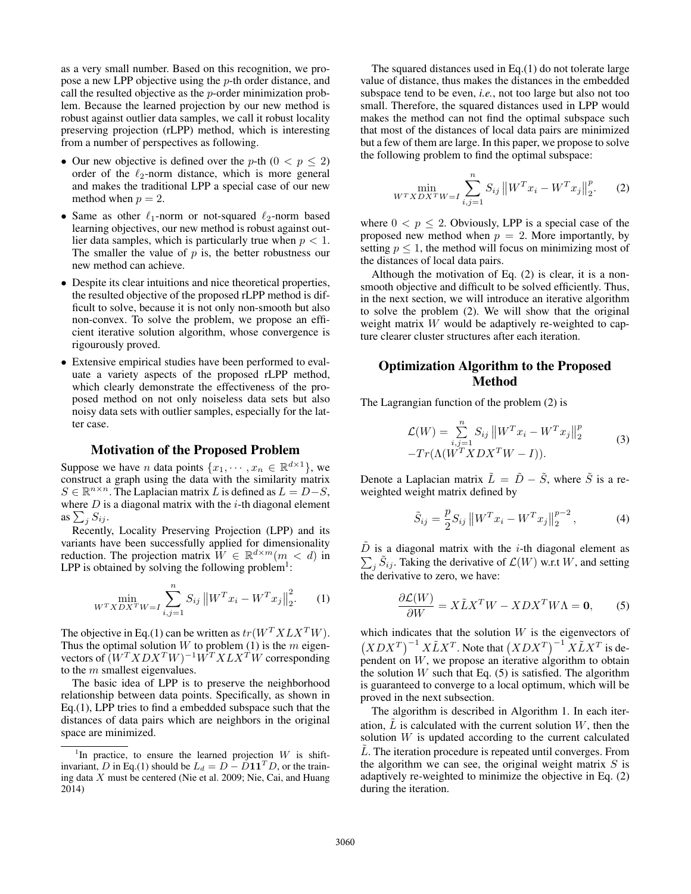as a very small number. Based on this recognition, we propose a new LPP objective using the $p$-th order distance, and call the resulted objective as the $p$-order minimization problem. Because the learned projection by our new method is robust against outlier data samples, we call it robust locality preserving projection (rLPP) method, which is interesting from a number of perspectives as following.

- Our new objective is defined over the $p$-th ($0 < p \leq 2$) order of the $\ell_2$-norm distance, which is more general and makes the traditional LPP a special case of our new method when $p = 2$.
- Same as other $\ell_1$-norm or not-squared $\ell_2$-norm based learning objectives, our new method is robust against outlier data samples, which is particularly true when $p < 1$. The smaller the value of $p$ is, the better robustness our new method can achieve.
- Despite its clear intuitions and nice theoretical properties, the resulted objective of the proposed rLPP method is difficult to solve, because it is not only non-smooth but also non-convex. To solve the problem, we propose an efficient iterative solution algorithm, whose convergence is rigourously proved.
- Extensive empirical studies have been performed to evaluate a variety aspects of the proposed rLPP method, which clearly demonstrate the effectiveness of the proposed method on not only noiseless data sets but also noisy data sets with outlier samples, especially for the latter case.

## Motivation of the Proposed Problem

Suppose we have $n$ data points $\{x_1, \cdots, x_n \in \mathbb{R}^{d\times 1}\}$, we construct a graph using the data with the similarity matrix $S \in \mathbb{R}^{n\times n}$. The Laplacian matrix $L$ is defined as $L = D - S$, where $D$ is a diagonal matrix with the $i$-th diagonal element as $\sum_j S_{ij}$.

Recently, Locality Preserving Projection (LPP) and its variants have been successfully applied for dimensionality reduction. The projection matrix $W \in \mathbb{R}^{d\times m} (m < d)$ in LPP is obtained by solving the following problem[1]:

$$\min_{W^T XDX^T W=I} \sum_{i,j=1}^{n} S_{ij} \left\|W^T x_i - W^T x_j\right\|_2^2. \tag{1}$$

The objective in Eq.(1) can be written as $tr(W^T XLX^T W)$. Thus the optimal solution $W$ to problem (1) is the $m$ eigenvectors of $(W^T XDX^T W)^{-1} W^T XLX^T W$ corresponding to the $m$ smallest eigenvalues.

The basic idea of LPP is to preserve the neighborhood relationship between data points. Specifically, as shown in Eq.(1), LPP tries to find a embedded subspace such that the distances of data pairs which are neighbors in the original space are minimized.

[1] In practice, to ensure the learned projection $W$ is shift-invariant, $D$ in Eq.(1) should be $L_d = D - D\mathbf{1}\mathbf{1}^T D$, or the training data $X$ must be centered (Nie et al. 2009; Nie, Cai, and Huang 2014)

The squared distances used in Eq.(1) do not tolerate large value of distance, thus makes the distances in the embedded subspace tend to be even, *i.e.*, not too large but also not too small. Therefore, the squared distances used in LPP would makes the method can not find the optimal subspace such that most of the distances of local data pairs are minimized but a few of them are large. In this paper, we propose to solve the following problem to find the optimal subspace:

$$\min_{W^T XDX^T W=I} \sum_{i,j=1}^{n} S_{ij} \left\|W^T x_i - W^T x_j\right\|_2^p. \tag{2}$$

where $0 < p \leq 2$. Obviously, LPP is a special case of the proposed new method when $p = 2$. More importantly, by setting $p \leq 1$, the method will focus on minimizing most of the distances of local data pairs.

Although the motivation of Eq. (2) is clear, it is a non-smooth objective and difficult to be solved efficiently. Thus, in the next section, we will introduce an iterative algorithm to solve the problem (2). We will show that the original weight matrix $W$ would be adaptively re-weighted to capture clearer cluster structures after each iteration.

## Optimization Algorithm to the Proposed Method

The Lagrangian function of the problem (2) is

$$\begin{aligned}\mathcal{L}(W) = &\sum_{i,j=1}^{n} S_{ij} \left\|W^T x_i - W^T x_j\right\|_2^p \\ &- Tr(\Lambda(W^T XDX^T W - I)).\end{aligned} \tag{3}$$

Denote a Laplacian matrix $\tilde{L} = \tilde{D} - \tilde{S}$, where $\tilde{S}$ is a re-weighted weight matrix defined by

$$\tilde{S}_{ij} = \frac{p}{2} S_{ij} \left\|W^T x_i - W^T x_j\right\|_2^{p-2}, \tag{4}$$

$\tilde{D}$ is a diagonal matrix with the $i$-th diagonal element as $\sum_j \tilde{S}_{ij}$. Taking the derivative of $\mathcal{L}(W)$ w.r.t $W$, and setting the derivative to zero, we have:

$$\frac{\partial \mathcal{L}(W)}{\partial W} = X\tilde{L}X^T W - XDX^T W\Lambda = \mathbf{0}, \tag{5}$$

which indicates that the solution $W$ is the eigenvectors of $\left(XDX^T\right)^{-1} X\tilde{L}X^T$. Note that $\left(XDX^T\right)^{-1} X\tilde{L}X^T$ is dependent on $W$, we propose an iterative algorithm to obtain the solution $W$ such that Eq. (5) is satisfied. The algorithm is guaranteed to converge to a local optimum, which will be proved in the next subsection.

The algorithm is described in Algorithm 1. In each iteration, $\tilde{L}$ is calculated with the current solution $W$, then the solution $W$ is updated according to the current calculated $\tilde{L}$. The iteration procedure is repeated until converges. From the algorithm we can see, the original weight matrix $S$ is adaptively re-weighted to minimize the objective in Eq. (2) during the iteration.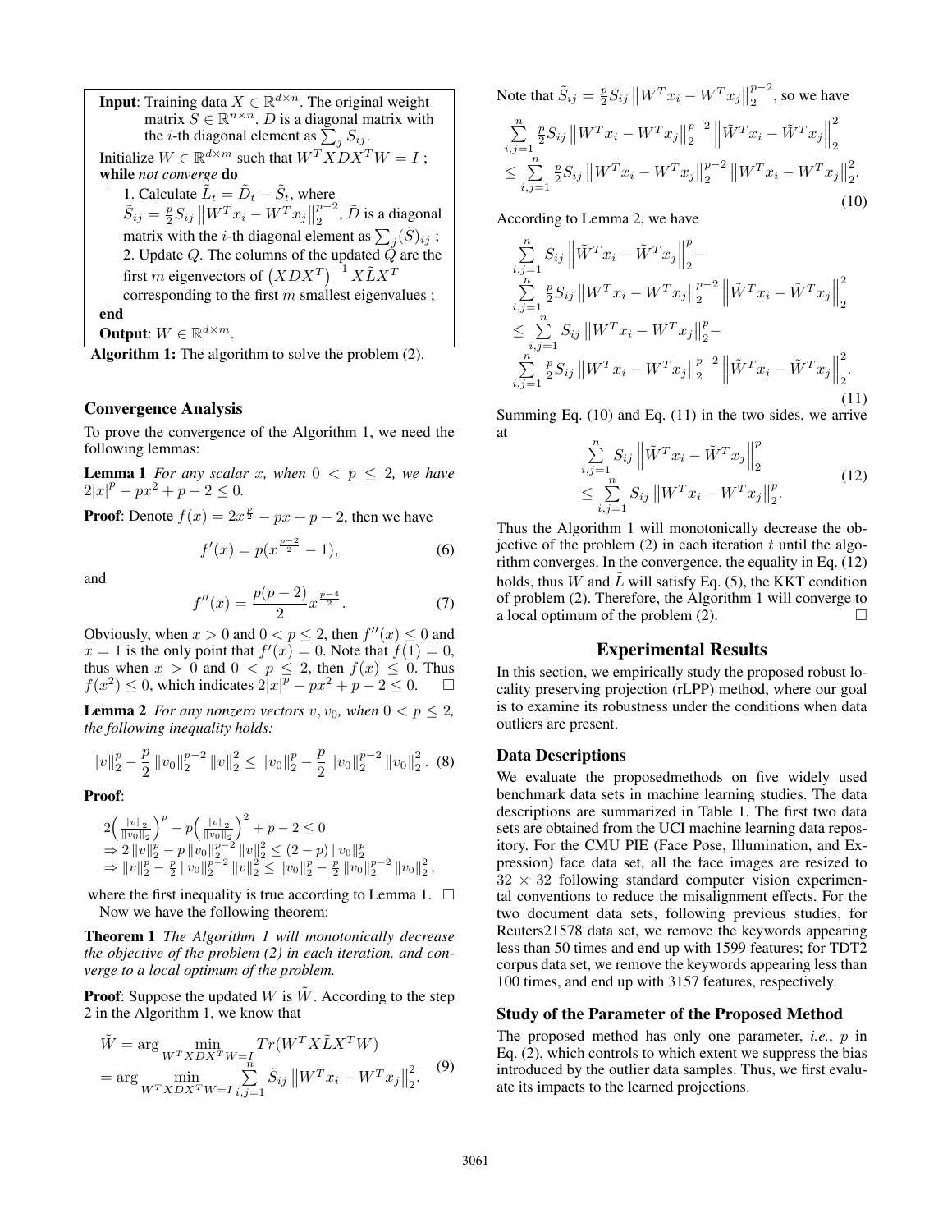**Input**: Training data $X \in \mathbb{R}^{d\times n}$. The original weight matrix $S \in \mathbb{R}^{n\times n}$. $D$ is a diagonal matrix with the $i$-th diagonal element as $\sum_j S_{ij}$.

Initialize $W \in \mathbb{R}^{d\times m}$ such that $W^T XDX^T W = I$ ;

**while** *not converge* **do**

1. Calculate $\tilde{L}_t = \tilde{D}_t - \tilde{S}_t$, where $\tilde{S}_{ij} = \frac{p}{2} S_{ij} \left\|W^T x_i - W^T x_j\right\|_2^{p-2}$, $\tilde{D}$ is a diagonal matrix with the $i$-th diagonal element as $\sum_j (\tilde{S})_{ij}$ ;
2. Update $Q$. The columns of the updated $Q$ are the first $m$ eigenvectors of $\left(XDX^T\right)^{-1} X\tilde{L}X^T$ corresponding to the first $m$ smallest eigenvalues ;

**end**

**Output**: $W \in \mathbb{R}^{d\times m}$.

**Algorithm 1:** The algorithm to solve the problem (2).

## Convergence Analysis

To prove the convergence of the Algorithm 1, we need the following lemmas:

**Lemma 1** *For any scalar $x$, when $0 < p \le 2$, we have $2|x|^p - px^2 + p - 2 \le 0$.*

**Proof**: Denote $f(x) = 2x^{\frac{p}{2}} - px + p - 2$, then we have

$$f'(x) = p(x^{\frac{p-2}{2}} - 1), \tag{6}$$

and

$$f''(x) = \frac{p(p-2)}{2} x^{\frac{p-4}{2}}. \tag{7}$$

Obviously, when $x > 0$ and $0 < p \le 2$, then $f''(x) \le 0$ and $x = 1$ is the only point that $f'(x) = 0$. Note that $f(1) = 0$, thus when $x > 0$ and $0 < p \le 2$, then $f(x) \le 0$. Thus $f(x^2) \le 0$, which indicates $2|x|^p - px^2 + p - 2 \le 0$. $\square$

**Lemma 2** *For any nonzero vectors $v, v_0$, when $0 < p \le 2$, the following inequality holds:*

$$\|v\|_2^p - \frac{p}{2}\|v_0\|_2^{p-2}\|v\|_2^2 \le \|v_0\|_2^p - \frac{p}{2}\|v_0\|_2^{p-2}\|v_0\|_2^2. \tag{8}$$

**Proof**:

$$\begin{aligned}
&2\left(\tfrac{\|v\|_2}{\|v_0\|_2}\right)^p - p\left(\tfrac{\|v\|_2}{\|v_0\|_2}\right)^2 + p - 2 \le 0 \\
&\Rightarrow 2\|v\|_2^p - p\|v_0\|_2^{p-2}\|v\|_2^2 \le (2-p)\|v_0\|_2^p \\
&\Rightarrow \|v\|_2^p - \tfrac{p}{2}\|v_0\|_2^{p-2}\|v\|_2^2 \le \|v_0\|_2^p - \tfrac{p}{2}\|v_0\|_2^{p-2}\|v_0\|_2^2,
\end{aligned}$$

where the first inequality is true according to Lemma 1. $\square$

Now we have the following theorem:

**Theorem 1** *The Algorithm 1 will monotonically decrease the objective of the problem (2) in each iteration, and converge to a local optimum of the problem.*

**Proof**: Suppose the updated $W$ is $\tilde{W}$. According to the step 2 in the Algorithm 1, we know that

$$\begin{aligned}
\tilde{W} &= \arg\min_{W^T XDX^T W = I} Tr(W^T X\tilde{L}X^T W) \\
&= \arg\min_{W^T XDX^T W = I} \sum_{i,j=1}^{n} \tilde{S}_{ij}\left\|W^T x_i - W^T x_j\right\|_2^2.
\end{aligned} \tag{9}$$

Note that $\tilde{S}_{ij} = \frac{p}{2} S_{ij}\left\|W^T x_i - W^T x_j\right\|_2^{p-2}$, so we have

$$\begin{aligned}
&\sum_{i,j=1}^{n} \tfrac{p}{2} S_{ij}\left\|W^T x_i - W^T x_j\right\|_2^{p-2}\left\|\tilde{W}^T x_i - \tilde{W}^T x_j\right\|_2^2 \\
&\le \sum_{i,j=1}^{n} \tfrac{p}{2} S_{ij}\left\|W^T x_i - W^T x_j\right\|_2^{p-2}\left\|W^T x_i - W^T x_j\right\|_2^2.
\end{aligned} \tag{10}$$

According to Lemma 2, we have

$$\begin{aligned}
&\sum_{i,j=1}^{n} S_{ij}\left\|\tilde{W}^T x_i - \tilde{W}^T x_j\right\|_2^p - \\
&\sum_{i,j=1}^{n} \tfrac{p}{2} S_{ij}\left\|W^T x_i - W^T x_j\right\|_2^{p-2}\left\|\tilde{W}^T x_i - \tilde{W}^T x_j\right\|_2^2 \\
&\le \sum_{i,j=1}^{n} S_{ij}\left\|W^T x_i - W^T x_j\right\|_2^p - \\
&\sum_{i,j=1}^{n} \tfrac{p}{2} S_{ij}\left\|W^T x_i - W^T x_j\right\|_2^{p-2}\left\|\tilde{W}^T x_i - \tilde{W}^T x_j\right\|_2^2.
\end{aligned} \tag{11}$$

Summing Eq. (10) and Eq. (11) in the two sides, we arrive at

$$\begin{aligned}
&\sum_{i,j=1}^{n} S_{ij}\left\|\tilde{W}^T x_i - \tilde{W}^T x_j\right\|_2^p \\
&\le \sum_{i,j=1}^{n} S_{ij}\left\|W^T x_i - W^T x_j\right\|_2^p.
\end{aligned} \tag{12}$$

Thus the Algorithm 1 will monotonically decrease the objective of the problem (2) in each iteration $t$ until the algorithm converges. In the convergence, the equality in Eq. (12) holds, thus $W$ and $\tilde{L}$ will satisfy Eq. (5), the KKT condition of problem (2). Therefore, the Algorithm 1 will converge to a local optimum of the problem (2). $\square$

# Experimental Results

In this section, we empirically study the proposed robust locality preserving projection (rLPP) method, where our goal is to examine its robustness under the conditions when data outliers are present.

## Data Descriptions

We evaluate the proposedmethods on five widely used benchmark data sets in machine learning studies. The data descriptions are summarized in Table 1. The first two data sets are obtained from the UCI machine learning data repository. For the CMU PIE (Face Pose, Illumination, and Expression) face data set, all the face images are resized to $32 \times 32$ following standard computer vision experimental conventions to reduce the misalignment effects. For the two document data sets, following previous studies, for Reuters21578 data set, we remove the keywords appearing less than 50 times and end up with 1599 features; for TDT2 corpus data set, we remove the keywords appearing less than 100 times, and end up with 3157 features, respectively.

## Study of the Parameter of the Proposed Method

The proposed method has only one parameter, *i.e.*, $p$ in Eq. (2), which controls to which extent we suppress the bias introduced by the outlier data samples. Thus, we first evaluate its impacts to the learned projections.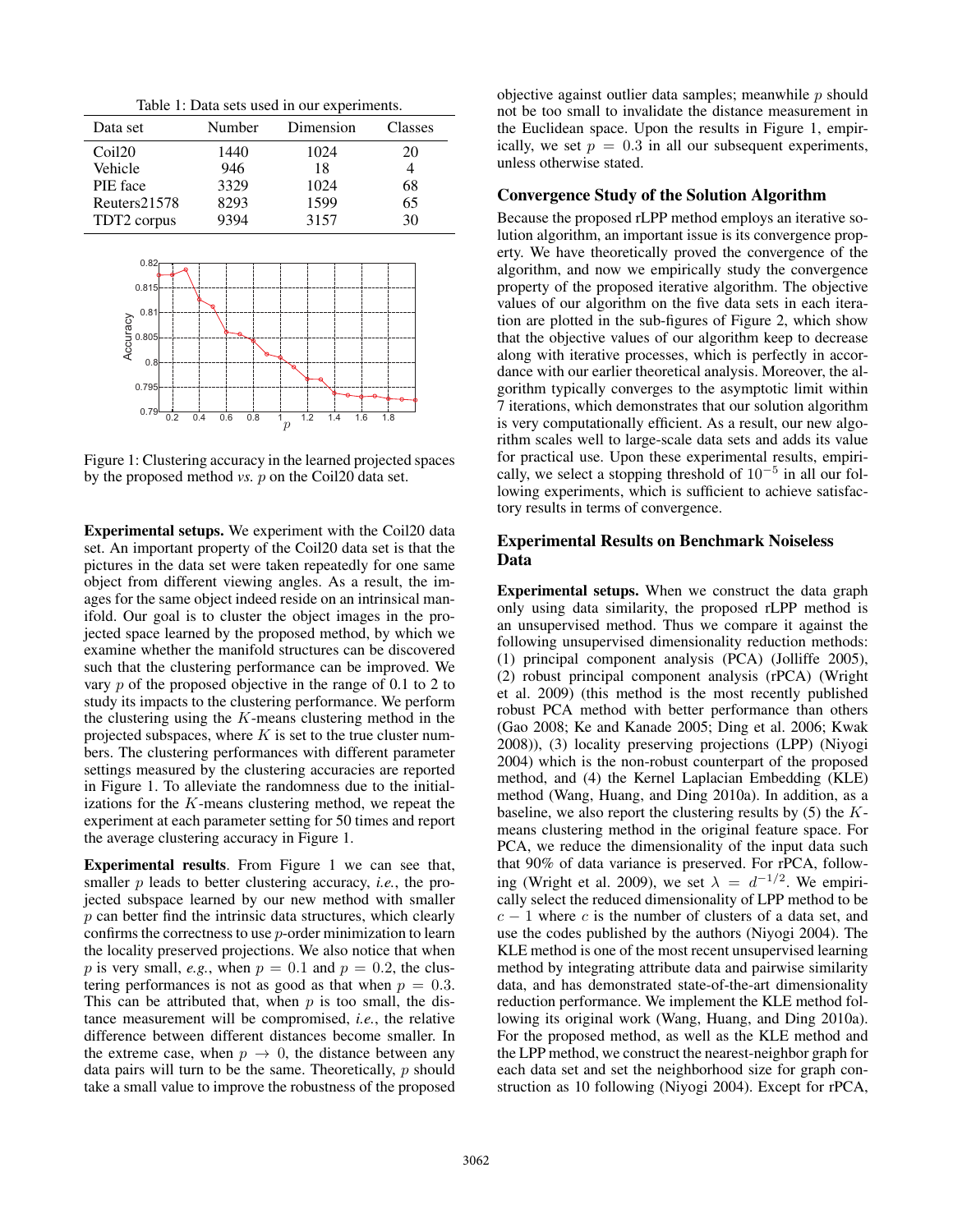Table 1: Data sets used in our experiments.

| Data set | Number | Dimension | Classes |
|---|---|---|---|
| Coil20 | 1440 | 1024 | 20 |
| Vehicle | 946 | 18 | 4 |
| PIE face | 3329 | 1024 | 68 |
| Reuters21578 | 8293 | 1599 | 65 |
| TDT2 corpus | 9394 | 3157 | 30 |

Figure 1: Clustering accuracy in the learned projected spaces by the proposed method *vs.* $p$ on the Coil20 data set.

**Experimental setups.** We experiment with the Coil20 data set. An important property of the Coil20 data set is that the pictures in the data set were taken repeatedly for one same object from different viewing angles. As a result, the images for the same object indeed reside on an intrinsical manifold. Our goal is to cluster the object images in the projected space learned by the proposed method, by which we examine whether the manifold structures can be discovered such that the clustering performance can be improved. We vary $p$ of the proposed objective in the range of 0.1 to 2 to study its impacts to the clustering performance. We perform the clustering using the $K$-means clustering method in the projected subspaces, where $K$ is set to the true cluster numbers. The clustering performances with different parameter settings measured by the clustering accuracies are reported in Figure 1. To alleviate the randomness due to the initializations for the $K$-means clustering method, we repeat the experiment at each parameter setting for 50 times and report the average clustering accuracy in Figure 1.

**Experimental results**. From Figure 1 we can see that, smaller $p$ leads to better clustering accuracy, *i.e.*, the projected subspace learned by our new method with smaller $p$ can better find the intrinsic data structures, which clearly confirms the correctness to use $p$-order minimization to learn the locality preserved projections. We also notice that when $p$ is very small, *e.g.*, when $p = 0.1$ and $p = 0.2$, the clustering performances is not as good as that when $p = 0.3$. This can be attributed that, when $p$ is too small, the distance measurement will be compromised, *i.e.*, the relative difference between different distances become smaller. In the extreme case, when $p \to 0$, the distance between any data pairs will turn to be the same. Theoretically, $p$ should take a small value to improve the robustness of the proposed objective against outlier data samples; meanwhile $p$ should not be too small to invalidate the distance measurement in the Euclidean space. Upon the results in Figure 1, empirically, we set $p = 0.3$ in all our subsequent experiments, unless otherwise stated.

## Convergence Study of the Solution Algorithm

Because the proposed rLPP method employs an iterative solution algorithm, an important issue is its convergence property. We have theoretically proved the convergence of the algorithm, and now we empirically study the convergence property of the proposed iterative algorithm. The objective values of our algorithm on the five data sets in each iteration are plotted in the sub-figures of Figure 2, which show that the objective values of our algorithm keep to decrease along with iterative processes, which is perfectly in accordance with our earlier theoretical analysis. Moreover, the algorithm typically converges to the asymptotic limit within 7 iterations, which demonstrates that our solution algorithm is very computationally efficient. As a result, our new algorithm scales well to large-scale data sets and adds its value for practical use. Upon these experimental results, empirically, we select a stopping threshold of $10^{-5}$ in all our following experiments, which is sufficient to achieve satisfactory results in terms of convergence.

## Experimental Results on Benchmark Noiseless Data

**Experimental setups.** When we construct the data graph only using data similarity, the proposed rLPP method is an unsupervised method. Thus we compare it against the following unsupervised dimensionality reduction methods: (1) principal component analysis (PCA) (Jolliffe 2005), (2) robust principal component analysis (rPCA) (Wright et al. 2009) (this method is the most recently published robust PCA method with better performance than others (Gao 2008; Ke and Kanade 2005; Ding et al. 2006; Kwak 2008)), (3) locality preserving projections (LPP) (Niyogi 2004) which is the non-robust counterpart of the proposed method, and (4) the Kernel Laplacian Embedding (KLE) method (Wang, Huang, and Ding 2010a). In addition, as a baseline, we also report the clustering results by (5) the $K$-means clustering method in the original feature space. For PCA, we reduce the dimensionality of the input data such that 90% of data variance is preserved. For rPCA, following (Wright et al. 2009), we set $\lambda = d^{-1/2}$. We empirically select the reduced dimensionality of LPP method to be $c - 1$ where $c$ is the number of clusters of a data set, and use the codes published by the authors (Niyogi 2004). The KLE method is one of the most recent unsupervised learning method by integrating attribute data and pairwise similarity data, and has demonstrated state-of-the-art dimensionality reduction performance. We implement the KLE method following its original work (Wang, Huang, and Ding 2010a). For the proposed method, as well as the KLE method and the LPP method, we construct the nearest-neighbor graph for each data set and set the neighborhood size for graph construction as 10 following (Niyogi 2004). Except for rPCA,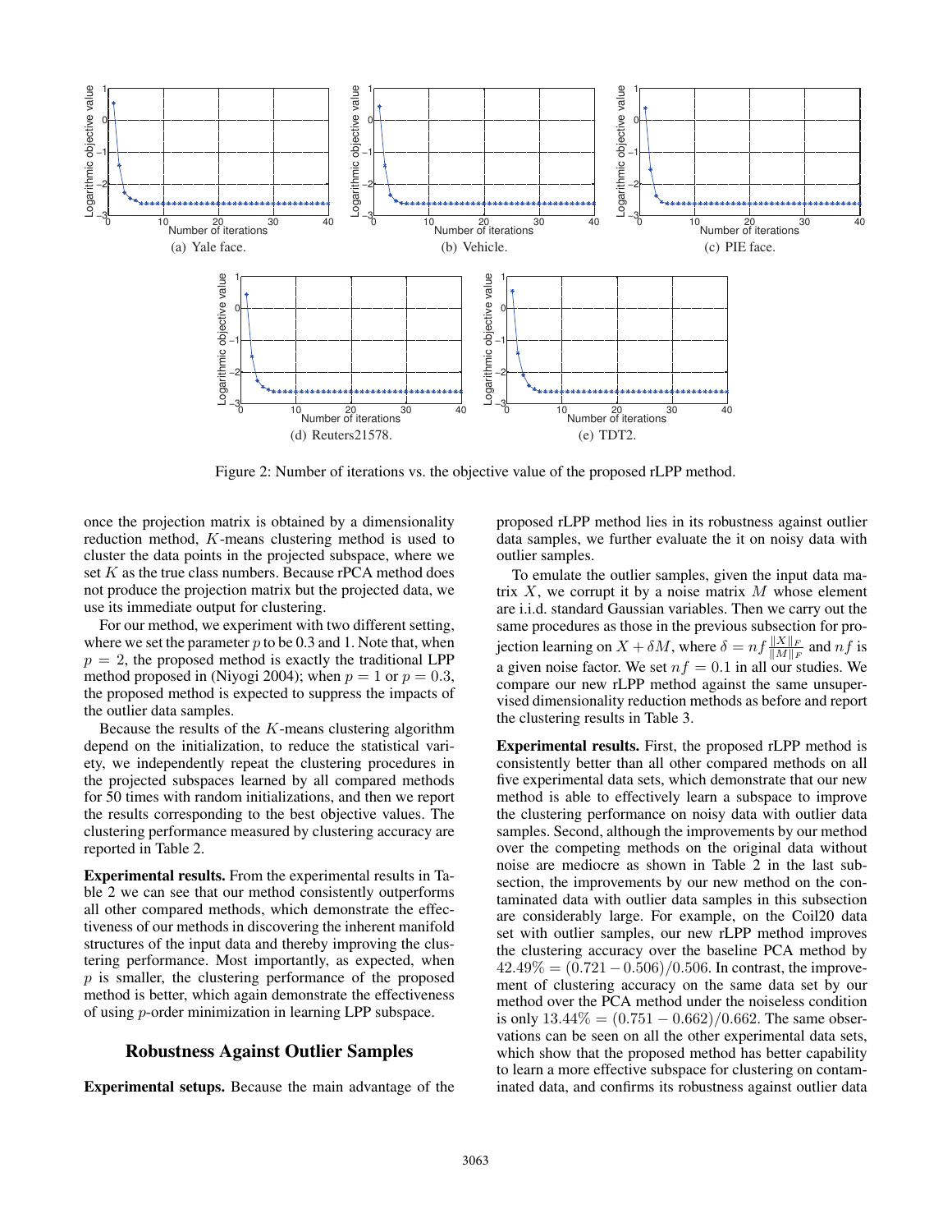Figure 2: Number of iterations vs. the objective value of the proposed rLPP method.

(a) Yale face. (b) Vehicle. (c) PIE face. (d) Reuters21578. (e) TDT2.

once the projection matrix is obtained by a dimensionality reduction method, $K$-means clustering method is used to cluster the data points in the projected subspace, where we set $K$ as the true class numbers. Because rPCA method does not produce the projection matrix but the projected data, we use its immediate output for clustering.

For our method, we experiment with two different setting, where we set the parameter $p$ to be 0.3 and 1. Note that, when $p = 2$, the proposed method is exactly the traditional LPP method proposed in (Niyogi 2004); when $p = 1$ or $p = 0.3$, the proposed method is expected to suppress the impacts of the outlier data samples.

Because the results of the $K$-means clustering algorithm depend on the initialization, to reduce the statistical variety, we independently repeat the clustering procedures in the projected subspaces learned by all compared methods for 50 times with random initializations, and then we report the results corresponding to the best objective values. The clustering performance measured by clustering accuracy are reported in Table 2.

**Experimental results.** From the experimental results in Table 2 we can see that our method consistently outperforms all other compared methods, which demonstrate the effectiveness of our methods in discovering the inherent manifold structures of the input data and thereby improving the clustering performance. Most importantly, as expected, when $p$ is smaller, the clustering performance of the proposed method is better, which again demonstrate the effectiveness of using $p$-order minimization in learning LPP subspace.

## Robustness Against Outlier Samples

**Experimental setups.** Because the main advantage of the proposed rLPP method lies in its robustness against outlier data samples, we further evaluate the it on noisy data with outlier samples.

To emulate the outlier samples, given the input data matrix $X$, we corrupt it by a noise matrix $M$ whose element are i.i.d. standard Gaussian variables. Then we carry out the same procedures as those in the previous subsection for projection learning on $X + \delta M$, where $\delta = nf \frac{\|X\|_F}{\|M\|_F}$ and $nf$ is a given noise factor. We set $nf = 0.1$ in all our studies. We compare our new rLPP method against the same unsupervised dimensionality reduction methods as before and report the clustering results in Table 3.

**Experimental results.** First, the proposed rLPP method is consistently better than all other compared methods on all five experimental data sets, which demonstrate that our new method is able to effectively learn a subspace to improve the clustering performance on noisy data with outlier data samples. Second, although the improvements by our method over the competing methods on the original data without noise are mediocre as shown in Table 2 in the last subsection, the improvements by our new method on the contaminated data with outlier data samples in this subsection are considerably large. For example, on the Coil20 data set with outlier samples, our new rLPP method improves the clustering accuracy over the baseline PCA method by $42.49\% = (0.721 - 0.506)/0.506$. In contrast, the improvement of clustering accuracy on the same data set by our method over the PCA method under the noiseless condition is only $13.44\% = (0.751 - 0.662)/0.662$. The same observations can be seen on all the other experimental data sets, which show that the proposed method has better capability to learn a more effective subspace for clustering on contaminated data, and confirms its robustness against outlier data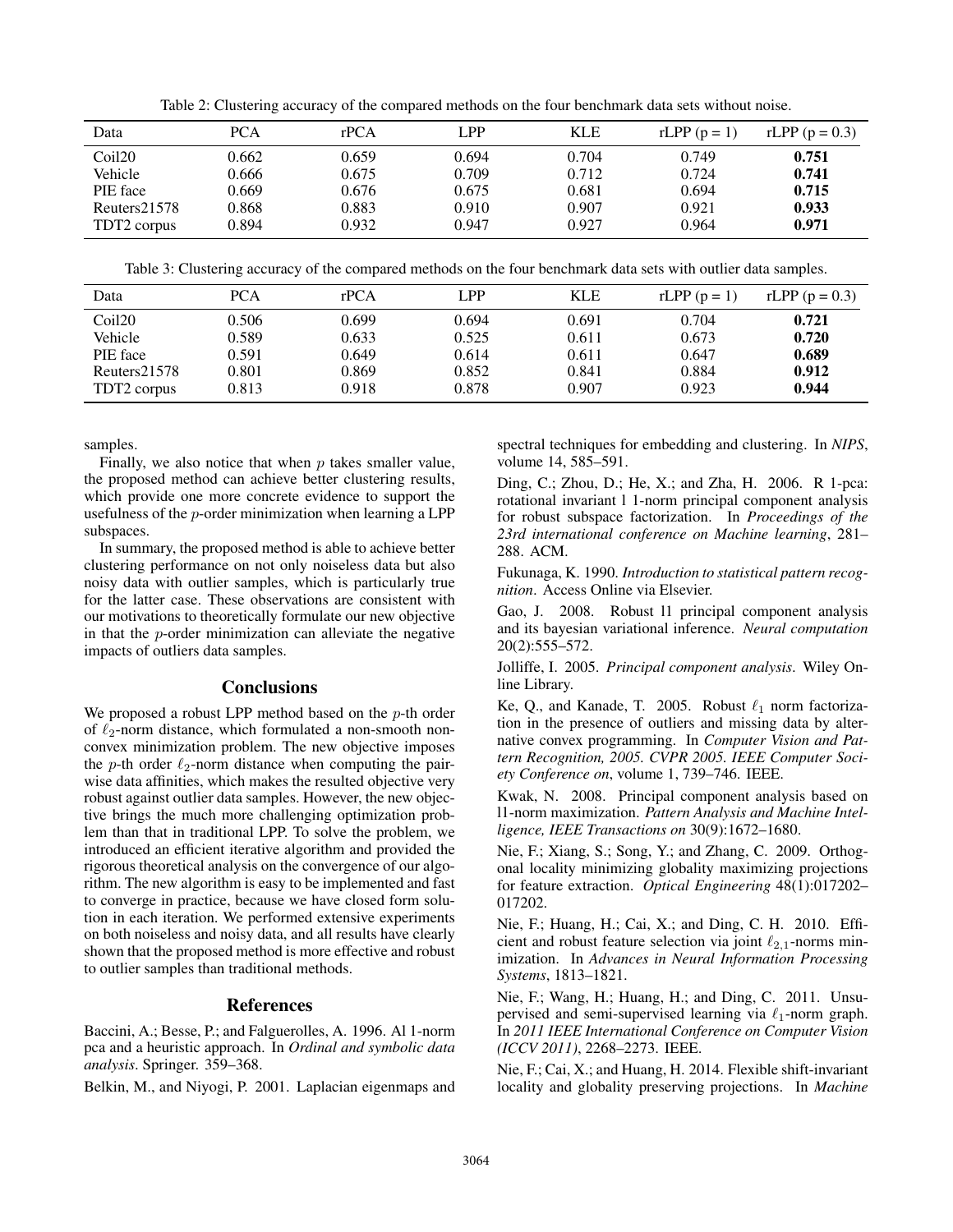Table 2: Clustering accuracy of the compared methods on the four benchmark data sets without noise.

| Data | PCA | rPCA | LPP | KLE | rLPP (p = 1) | rLPP (p = 0.3) |
|---|---|---|---|---|---|---|
| Coil20 | 0.662 | 0.659 | 0.694 | 0.704 | 0.749 | **0.751** |
| Vehicle | 0.666 | 0.675 | 0.709 | 0.712 | 0.724 | **0.741** |
| PIE face | 0.669 | 0.676 | 0.675 | 0.681 | 0.694 | **0.715** |
| Reuters21578 | 0.868 | 0.883 | 0.910 | 0.907 | 0.921 | **0.933** |
| TDT2 corpus | 0.894 | 0.932 | 0.947 | 0.927 | 0.964 | **0.971** |

Table 3: Clustering accuracy of the compared methods on the four benchmark data sets with outlier data samples.

| Data | PCA | rPCA | LPP | KLE | rLPP (p = 1) | rLPP (p = 0.3) |
|---|---|---|---|---|---|---|
| Coil20 | 0.506 | 0.699 | 0.694 | 0.691 | 0.704 | **0.721** |
| Vehicle | 0.589 | 0.633 | 0.525 | 0.611 | 0.673 | **0.720** |
| PIE face | 0.591 | 0.649 | 0.614 | 0.611 | 0.647 | **0.689** |
| Reuters21578 | 0.801 | 0.869 | 0.852 | 0.841 | 0.884 | **0.912** |
| TDT2 corpus | 0.813 | 0.918 | 0.878 | 0.907 | 0.923 | **0.944** |

samples.

Finally, we also notice that when $p$ takes smaller value, the proposed method can achieve better clustering results, which provide one more concrete evidence to support the usefulness of the $p$-order minimization when learning a LPP subspaces.

In summary, the proposed method is able to achieve better clustering performance on not only noiseless data but also noisy data with outlier samples, which is particularly true for the latter case. These observations are consistent with our motivations to theoretically formulate our new objective in that the $p$-order minimization can alleviate the negative impacts of outliers data samples.

## Conclusions

We proposed a robust LPP method based on the $p$-th order of $\ell_2$-norm distance, which formulated a non-smooth non-convex minimization problem. The new objective imposes the $p$-th order $\ell_2$-norm distance when computing the pairwise data affinities, which makes the resulted objective very robust against outlier data samples. However, the new objective brings the much more challenging optimization problem than that in traditional LPP. To solve the problem, we introduced an efficient iterative algorithm and provided the rigorous theoretical analysis on the convergence of our algorithm. The new algorithm is easy to be implemented and fast to converge in practice, because we have closed form solution in each iteration. We performed extensive experiments on both noiseless and noisy data, and all results have clearly shown that the proposed method is more effective and robust to outlier samples than traditional methods.

## References

Baccini, A.; Besse, P.; and Falguerolles, A. 1996. Al 1-norm pca and a heuristic approach. In *Ordinal and symbolic data analysis*. Springer. 359–368.

Belkin, M., and Niyogi, P. 2001. Laplacian eigenmaps and spectral techniques for embedding and clustering. In *NIPS*, volume 14, 585–591.

Ding, C.; Zhou, D.; He, X.; and Zha, H. 2006. R 1-pca: rotational invariant l 1-norm principal component analysis for robust subspace factorization. In *Proceedings of the 23rd international conference on Machine learning*, 281–288. ACM.

Fukunaga, K. 1990. *Introduction to statistical pattern recognition*. Access Online via Elsevier.

Gao, J. 2008. Robust l1 principal component analysis and its bayesian variational inference. *Neural computation* 20(2):555–572.

Jolliffe, I. 2005. *Principal component analysis*. Wiley Online Library.

Ke, Q., and Kanade, T. 2005. Robust $\ell_1$ norm factorization in the presence of outliers and missing data by alternative convex programming. In *Computer Vision and Pattern Recognition, 2005. CVPR 2005. IEEE Computer Society Conference on*, volume 1, 739–746. IEEE.

Kwak, N. 2008. Principal component analysis based on l1-norm maximization. *Pattern Analysis and Machine Intelligence, IEEE Transactions on* 30(9):1672–1680.

Nie, F.; Xiang, S.; Song, Y.; and Zhang, C. 2009. Orthogonal locality minimizing globality maximizing projections for feature extraction. *Optical Engineering* 48(1):017202–017202.

Nie, F.; Huang, H.; Cai, X.; and Ding, C. H. 2010. Efficient and robust feature selection via joint $\ell_{2,1}$-norms minimization. In *Advances in Neural Information Processing Systems*, 1813–1821.

Nie, F.; Wang, H.; Huang, H.; and Ding, C. 2011. Unsupervised and semi-supervised learning via $\ell_1$-norm graph. In *2011 IEEE International Conference on Computer Vision (ICCV 2011)*, 2268–2273. IEEE.

Nie, F.; Cai, X.; and Huang, H. 2014. Flexible shift-invariant locality and globality preserving projections. In *Machine*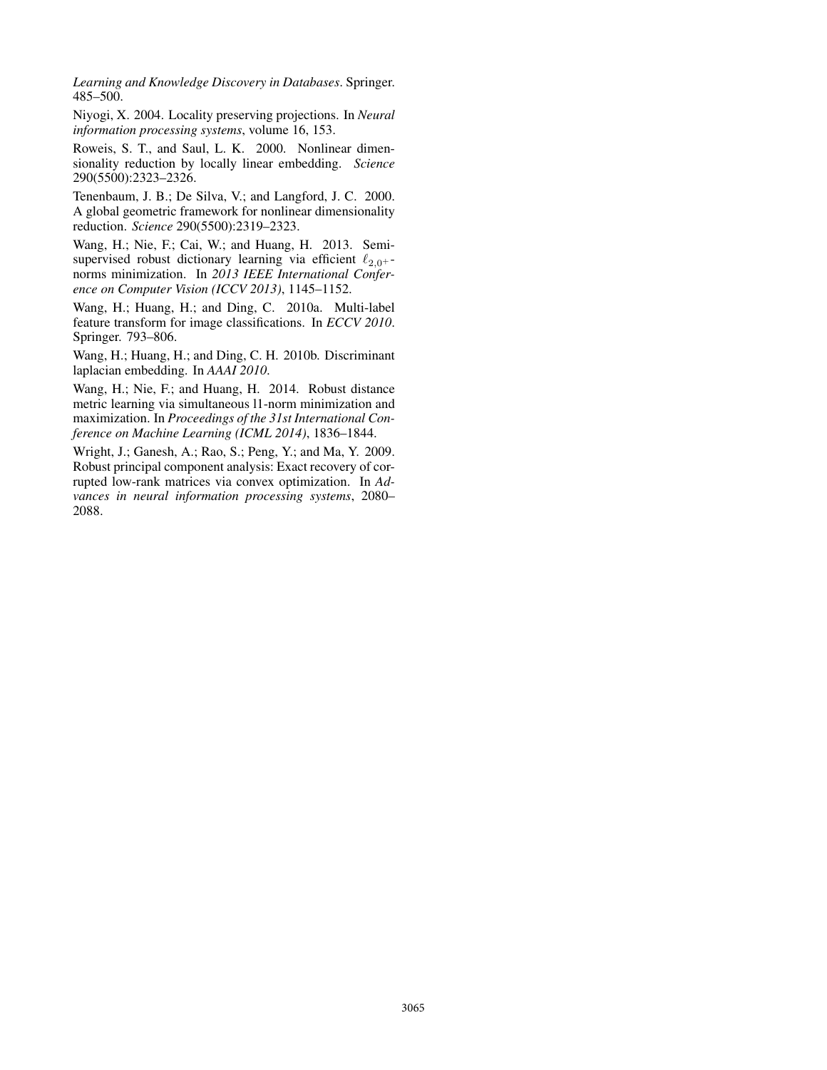*Learning and Knowledge Discovery in Databases*. Springer. 485–500.

Niyogi, X. 2004. Locality preserving projections. In *Neural information processing systems*, volume 16, 153.

Roweis, S. T., and Saul, L. K. 2000. Nonlinear dimensionality reduction by locally linear embedding. *Science* 290(5500):2323–2326.

Tenenbaum, J. B.; De Silva, V.; and Langford, J. C. 2000. A global geometric framework for nonlinear dimensionality reduction. *Science* 290(5500):2319–2323.

Wang, H.; Nie, F.; Cai, W.; and Huang, H. 2013. Semi-supervised robust dictionary learning via efficient $\ell_{2,0^+}$-norms minimization. In *2013 IEEE International Conference on Computer Vision (ICCV 2013)*, 1145–1152.

Wang, H.; Huang, H.; and Ding, C. 2010a. Multi-label feature transform for image classifications. In *ECCV 2010*. Springer. 793–806.

Wang, H.; Huang, H.; and Ding, C. H. 2010b. Discriminant laplacian embedding. In *AAAI 2010*.

Wang, H.; Nie, F.; and Huang, H. 2014. Robust distance metric learning via simultaneous l1-norm minimization and maximization. In *Proceedings of the 31st International Conference on Machine Learning (ICML 2014)*, 1836–1844.

Wright, J.; Ganesh, A.; Rao, S.; Peng, Y.; and Ma, Y. 2009. Robust principal component analysis: Exact recovery of corrupted low-rank matrices via convex optimization. In *Advances in neural information processing systems*, 2080–2088.